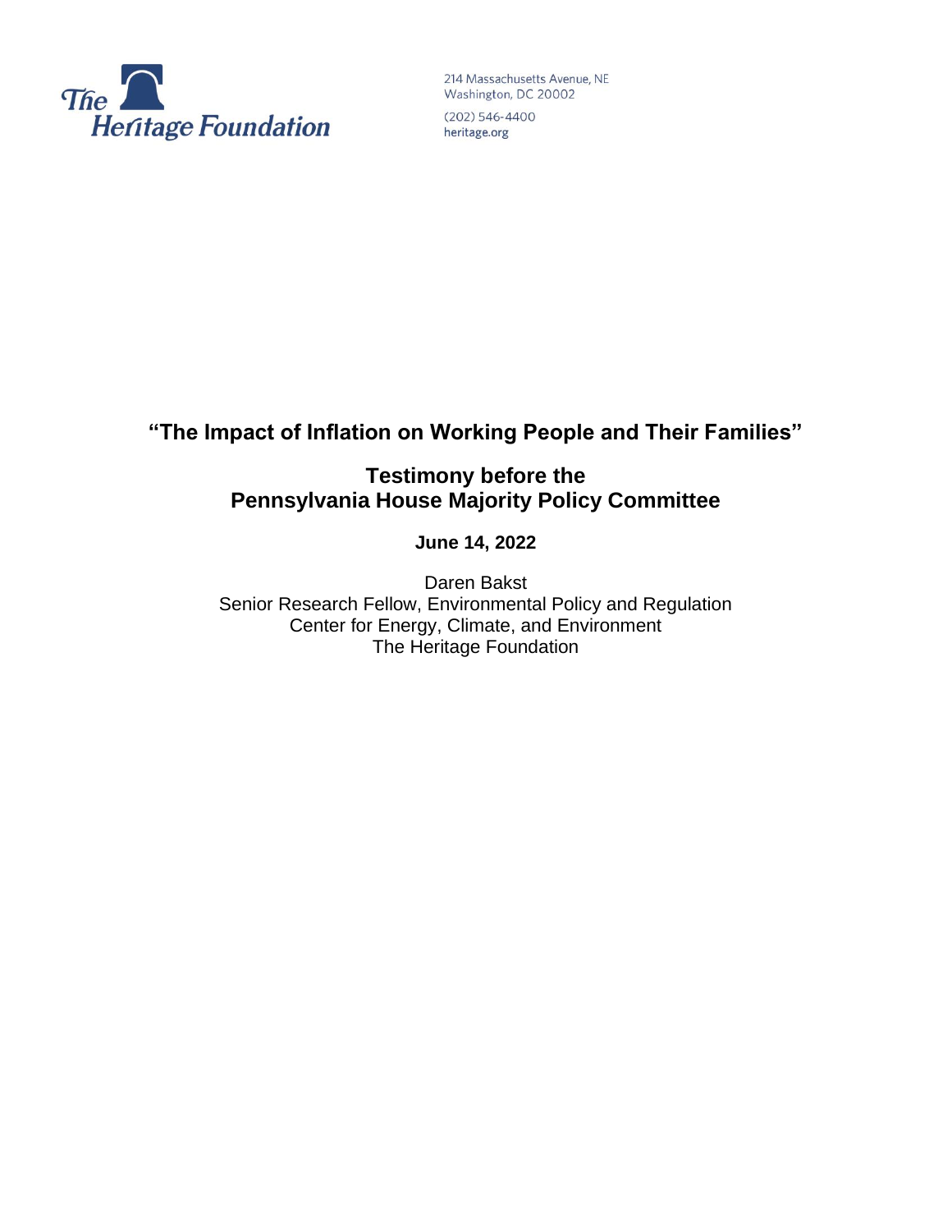The Heritage Foundation

214 Massachusetts Avenue, NE
Washington, DC 20002
(202) 546-4400
heritage.org

# "The Impact of Inflation on Working People and Their Families"

## Testimony before the Pennsylvania House Majority Policy Committee

**June 14, 2022**

Daren Bakst
Senior Research Fellow, Environmental Policy and Regulation
Center for Energy, Climate, and Environment
The Heritage Foundation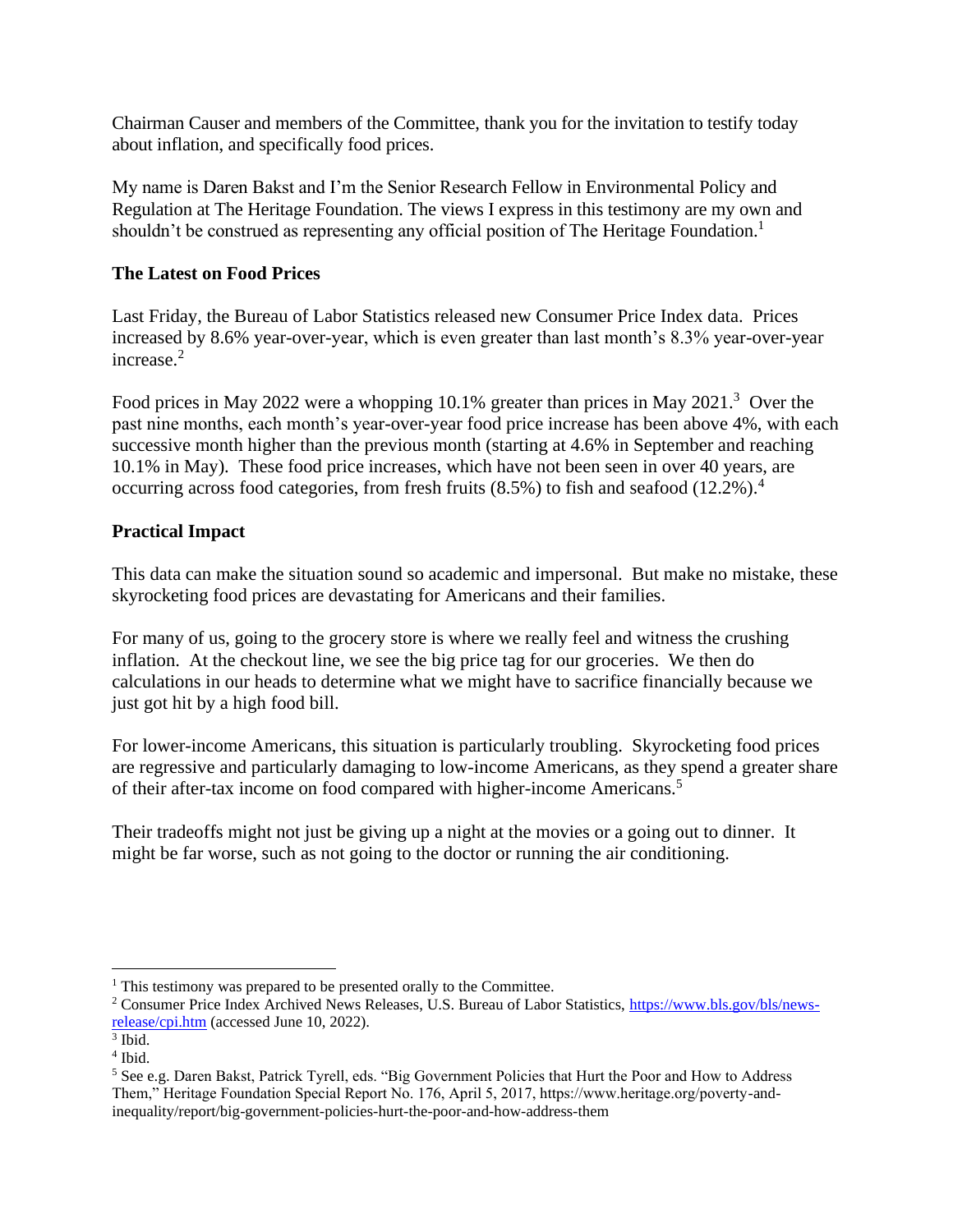Chairman Causer and members of the Committee, thank you for the invitation to testify today about inflation, and specifically food prices.

My name is Daren Bakst and I'm the Senior Research Fellow in Environmental Policy and Regulation at The Heritage Foundation. The views I express in this testimony are my own and shouldn't be construed as representing any official position of The Heritage Foundation.[1]

### The Latest on Food Prices

Last Friday, the Bureau of Labor Statistics released new Consumer Price Index data. Prices increased by 8.6% year-over-year, which is even greater than last month's 8.3% year-over-year increase.[2]

Food prices in May 2022 were a whopping 10.1% greater than prices in May 2021.[3] Over the past nine months, each month's year-over-year food price increase has been above 4%, with each successive month higher than the previous month (starting at 4.6% in September and reaching 10.1% in May). These food price increases, which have not been seen in over 40 years, are occurring across food categories, from fresh fruits (8.5%) to fish and seafood (12.2%).[4]

### Practical Impact

This data can make the situation sound so academic and impersonal. But make no mistake, these skyrocketing food prices are devastating for Americans and their families.

For many of us, going to the grocery store is where we really feel and witness the crushing inflation. At the checkout line, we see the big price tag for our groceries. We then do calculations in our heads to determine what we might have to sacrifice financially because we just got hit by a high food bill.

For lower-income Americans, this situation is particularly troubling. Skyrocketing food prices are regressive and particularly damaging to low-income Americans, as they spend a greater share of their after-tax income on food compared with higher-income Americans.[5]

Their tradeoffs might not just be giving up a night at the movies or a going out to dinner. It might be far worse, such as not going to the doctor or running the air conditioning.

---

[1] This testimony was prepared to be presented orally to the Committee.

[2] Consumer Price Index Archived News Releases, U.S. Bureau of Labor Statistics, https://www.bls.gov/bls/news-release/cpi.htm (accessed June 10, 2022).

[3] Ibid.

[4] Ibid.

[5] See e.g. Daren Bakst, Patrick Tyrell, eds. "Big Government Policies that Hurt the Poor and How to Address Them," Heritage Foundation Special Report No. 176, April 5, 2017, https://www.heritage.org/poverty-and-inequality/report/big-government-policies-hurt-the-poor-and-how-address-them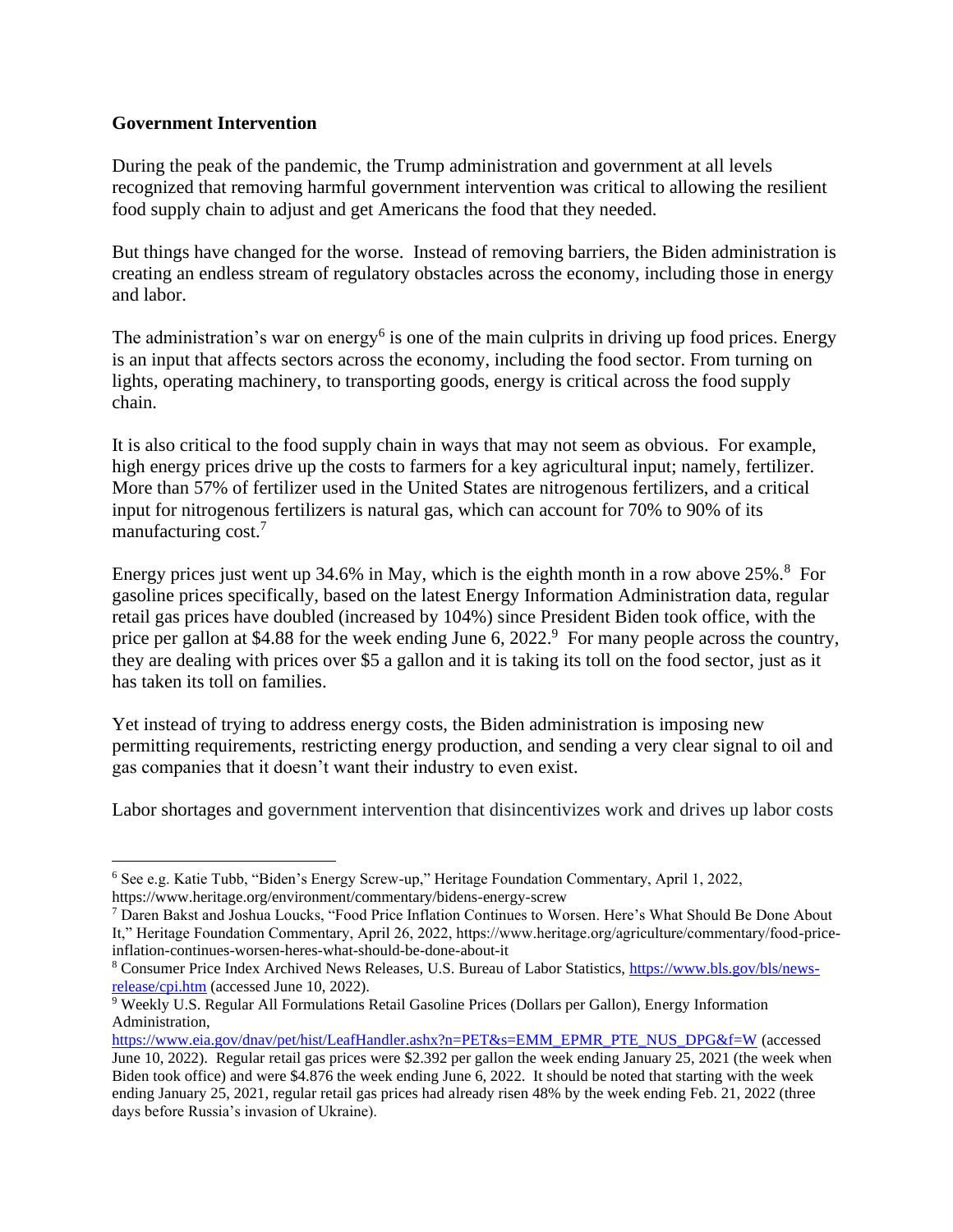**Government Intervention**

During the peak of the pandemic, the Trump administration and government at all levels recognized that removing harmful government intervention was critical to allowing the resilient food supply chain to adjust and get Americans the food that they needed.

But things have changed for the worse. Instead of removing barriers, the Biden administration is creating an endless stream of regulatory obstacles across the economy, including those in energy and labor.

The administration's war on energy[6] is one of the main culprits in driving up food prices. Energy is an input that affects sectors across the economy, including the food sector. From turning on lights, operating machinery, to transporting goods, energy is critical across the food supply chain.

It is also critical to the food supply chain in ways that may not seem as obvious. For example, high energy prices drive up the costs to farmers for a key agricultural input; namely, fertilizer. More than 57% of fertilizer used in the United States are nitrogenous fertilizers, and a critical input for nitrogenous fertilizers is natural gas, which can account for 70% to 90% of its manufacturing cost.[7]

Energy prices just went up 34.6% in May, which is the eighth month in a row above 25%.[8] For gasoline prices specifically, based on the latest Energy Information Administration data, regular retail gas prices have doubled (increased by 104%) since President Biden took office, with the price per gallon at $4.88 for the week ending June 6, 2022.[9] For many people across the country, they are dealing with prices over $5 a gallon and it is taking its toll on the food sector, just as it has taken its toll on families.

Yet instead of trying to address energy costs, the Biden administration is imposing new permitting requirements, restricting energy production, and sending a very clear signal to oil and gas companies that it doesn't want their industry to even exist.

Labor shortages and government intervention that disincentivizes work and drives up labor costs

---

[6] See e.g. Katie Tubb, "Biden's Energy Screw-up," Heritage Foundation Commentary, April 1, 2022, https://www.heritage.org/environment/commentary/bidens-energy-screw

[7] Daren Bakst and Joshua Loucks, "Food Price Inflation Continues to Worsen. Here's What Should Be Done About It," Heritage Foundation Commentary, April 26, 2022, https://www.heritage.org/agriculture/commentary/food-price-inflation-continues-worsen-heres-what-should-be-done-about-it

[8] Consumer Price Index Archived News Releases, U.S. Bureau of Labor Statistics, https://www.bls.gov/bls/news-release/cpi.htm (accessed June 10, 2022).

[9] Weekly U.S. Regular All Formulations Retail Gasoline Prices (Dollars per Gallon), Energy Information Administration, https://www.eia.gov/dnav/pet/hist/LeafHandler.ashx?n=PET&s=EMM_EPMR_PTE_NUS_DPG&f=W (accessed June 10, 2022). Regular retail gas prices were $2.392 per gallon the week ending January 25, 2021 (the week when Biden took office) and were $4.876 the week ending June 6, 2022. It should be noted that starting with the week ending January 25, 2021, regular retail gas prices had already risen 48% by the week ending Feb. 21, 2022 (three days before Russia's invasion of Ukraine).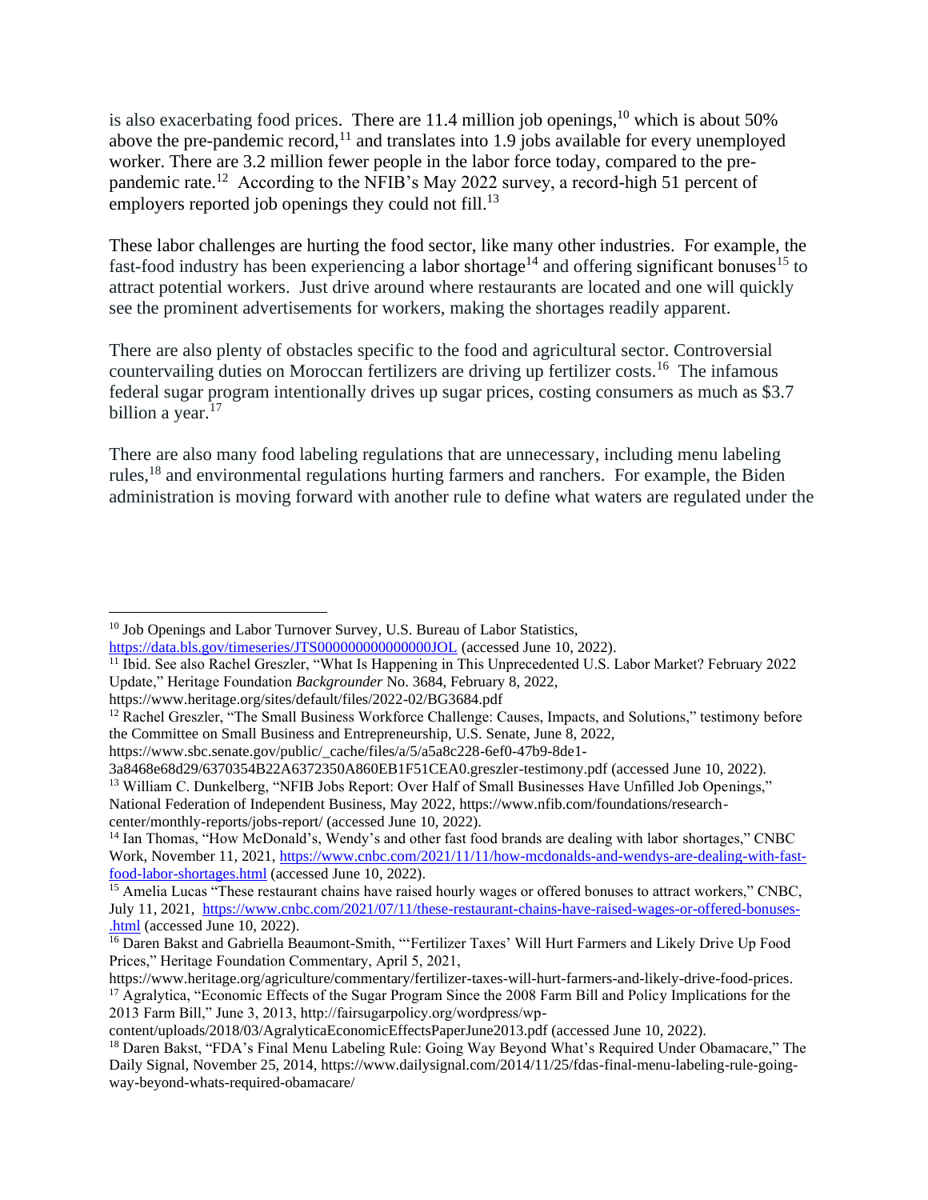is also exacerbating food prices. There are 11.4 million job openings,[10] which is about 50% above the pre-pandemic record,[11] and translates into 1.9 jobs available for every unemployed worker. There are 3.2 million fewer people in the labor force today, compared to the pre-pandemic rate.[12] According to the NFIB's May 2022 survey, a record-high 51 percent of employers reported job openings they could not fill.[13]

These labor challenges are hurting the food sector, like many other industries. For example, the fast-food industry has been experiencing a labor shortage[14] and offering significant bonuses[15] to attract potential workers. Just drive around where restaurants are located and one will quickly see the prominent advertisements for workers, making the shortages readily apparent.

There are also plenty of obstacles specific to the food and agricultural sector. Controversial countervailing duties on Moroccan fertilizers are driving up fertilizer costs.[16] The infamous federal sugar program intentionally drives up sugar prices, costing consumers as much as $3.7 billion a year.[17]

There are also many food labeling regulations that are unnecessary, including menu labeling rules,[18] and environmental regulations hurting farmers and ranchers. For example, the Biden administration is moving forward with another rule to define what waters are regulated under the

---

[10] Job Openings and Labor Turnover Survey, U.S. Bureau of Labor Statistics, https://data.bls.gov/timeseries/JTS000000000000000JOL (accessed June 10, 2022).

[11] Ibid. See also Rachel Greszler, "What Is Happening in This Unprecedented U.S. Labor Market? February 2022 Update," Heritage Foundation *Backgrounder* No. 3684, February 8, 2022, https://www.heritage.org/sites/default/files/2022-02/BG3684.pdf

[12] Rachel Greszler, "The Small Business Workforce Challenge: Causes, Impacts, and Solutions," testimony before the Committee on Small Business and Entrepreneurship, U.S. Senate, June 8, 2022, https://www.sbc.senate.gov/public/_cache/files/a/5/a5a8c228-6ef0-47b9-8de1-3a8468e68d29/6370354B22A6372350A860EB1F51CEA0.greszler-testimony.pdf (accessed June 10, 2022).

[13] William C. Dunkelberg, "NFIB Jobs Report: Over Half of Small Businesses Have Unfilled Job Openings," National Federation of Independent Business, May 2022, https://www.nfib.com/foundations/research-center/monthly-reports/jobs-report/ (accessed June 10, 2022).

[14] Ian Thomas, "How McDonald's, Wendy's and other fast food brands are dealing with labor shortages," CNBC Work, November 11, 2021, https://www.cnbc.com/2021/11/11/how-mcdonalds-and-wendys-are-dealing-with-fast-food-labor-shortages.html (accessed June 10, 2022).

[15] Amelia Lucas "These restaurant chains have raised hourly wages or offered bonuses to attract workers," CNBC, July 11, 2021, https://www.cnbc.com/2021/07/11/these-restaurant-chains-have-raised-wages-or-offered-bonuses-.html (accessed June 10, 2022).

[16] Daren Bakst and Gabriella Beaumont-Smith, "'Fertilizer Taxes' Will Hurt Farmers and Likely Drive Up Food Prices," Heritage Foundation Commentary, April 5, 2021, https://www.heritage.org/agriculture/commentary/fertilizer-taxes-will-hurt-farmers-and-likely-drive-food-prices.

[17] Agralytica, "Economic Effects of the Sugar Program Since the 2008 Farm Bill and Policy Implications for the 2013 Farm Bill," June 3, 2013, http://fairsugarpolicy.org/wordpress/wp-content/uploads/2018/03/AgralyticaEconomicEffectsPaperJune2013.pdf (accessed June 10, 2022).

[18] Daren Bakst, "FDA's Final Menu Labeling Rule: Going Way Beyond What's Required Under Obamacare," The Daily Signal, November 25, 2014, https://www.dailysignal.com/2014/11/25/fdas-final-menu-labeling-rule-going-way-beyond-whats-required-obamacare/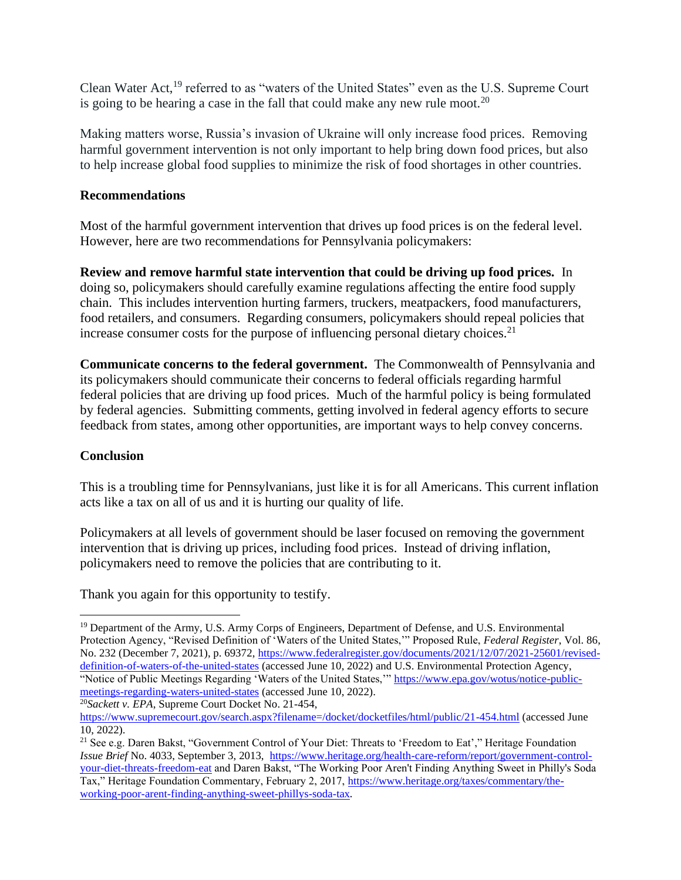Clean Water Act,[19] referred to as "waters of the United States" even as the U.S. Supreme Court is going to be hearing a case in the fall that could make any new rule moot.[20]

Making matters worse, Russia's invasion of Ukraine will only increase food prices. Removing harmful government intervention is not only important to help bring down food prices, but also to help increase global food supplies to minimize the risk of food shortages in other countries.

**Recommendations**

Most of the harmful government intervention that drives up food prices is on the federal level. However, here are two recommendations for Pennsylvania policymakers:

**Review and remove harmful state intervention that could be driving up food prices.** In doing so, policymakers should carefully examine regulations affecting the entire food supply chain. This includes intervention hurting farmers, truckers, meatpackers, food manufacturers, food retailers, and consumers. Regarding consumers, policymakers should repeal policies that increase consumer costs for the purpose of influencing personal dietary choices.[21]

**Communicate concerns to the federal government.** The Commonwealth of Pennsylvania and its policymakers should communicate their concerns to federal officials regarding harmful federal policies that are driving up food prices. Much of the harmful policy is being formulated by federal agencies. Submitting comments, getting involved in federal agency efforts to secure feedback from states, among other opportunities, are important ways to help convey concerns.

**Conclusion**

This is a troubling time for Pennsylvanians, just like it is for all Americans. This current inflation acts like a tax on all of us and it is hurting our quality of life.

Policymakers at all levels of government should be laser focused on removing the government intervention that is driving up prices, including food prices. Instead of driving inflation, policymakers need to remove the policies that are contributing to it.

Thank you again for this opportunity to testify.

---

[19] Department of the Army, U.S. Army Corps of Engineers, Department of Defense, and U.S. Environmental Protection Agency, "Revised Definition of 'Waters of the United States,'" Proposed Rule, *Federal Register*, Vol. 86, No. 232 (December 7, 2021), p. 69372, https://www.federalregister.gov/documents/2021/12/07/2021-25601/revised-definition-of-waters-of-the-united-states (accessed June 10, 2022) and U.S. Environmental Protection Agency, "Notice of Public Meetings Regarding 'Waters of the United States,'" https://www.epa.gov/wotus/notice-public-meetings-regarding-waters-united-states (accessed June 10, 2022).

[20] *Sackett v. EPA*, Supreme Court Docket No. 21-454, https://www.supremecourt.gov/search.aspx?filename=/docket/docketfiles/html/public/21-454.html (accessed June 10, 2022).

[21] See e.g. Daren Bakst, "Government Control of Your Diet: Threats to 'Freedom to Eat'," Heritage Foundation *Issue Brief* No. 4033, September 3, 2013, https://www.heritage.org/health-care-reform/report/government-control-your-diet-threats-freedom-eat and Daren Bakst, "The Working Poor Aren't Finding Anything Sweet in Philly's Soda Tax," Heritage Foundation Commentary, February 2, 2017, https://www.heritage.org/taxes/commentary/the-working-poor-arent-finding-anything-sweet-phillys-soda-tax.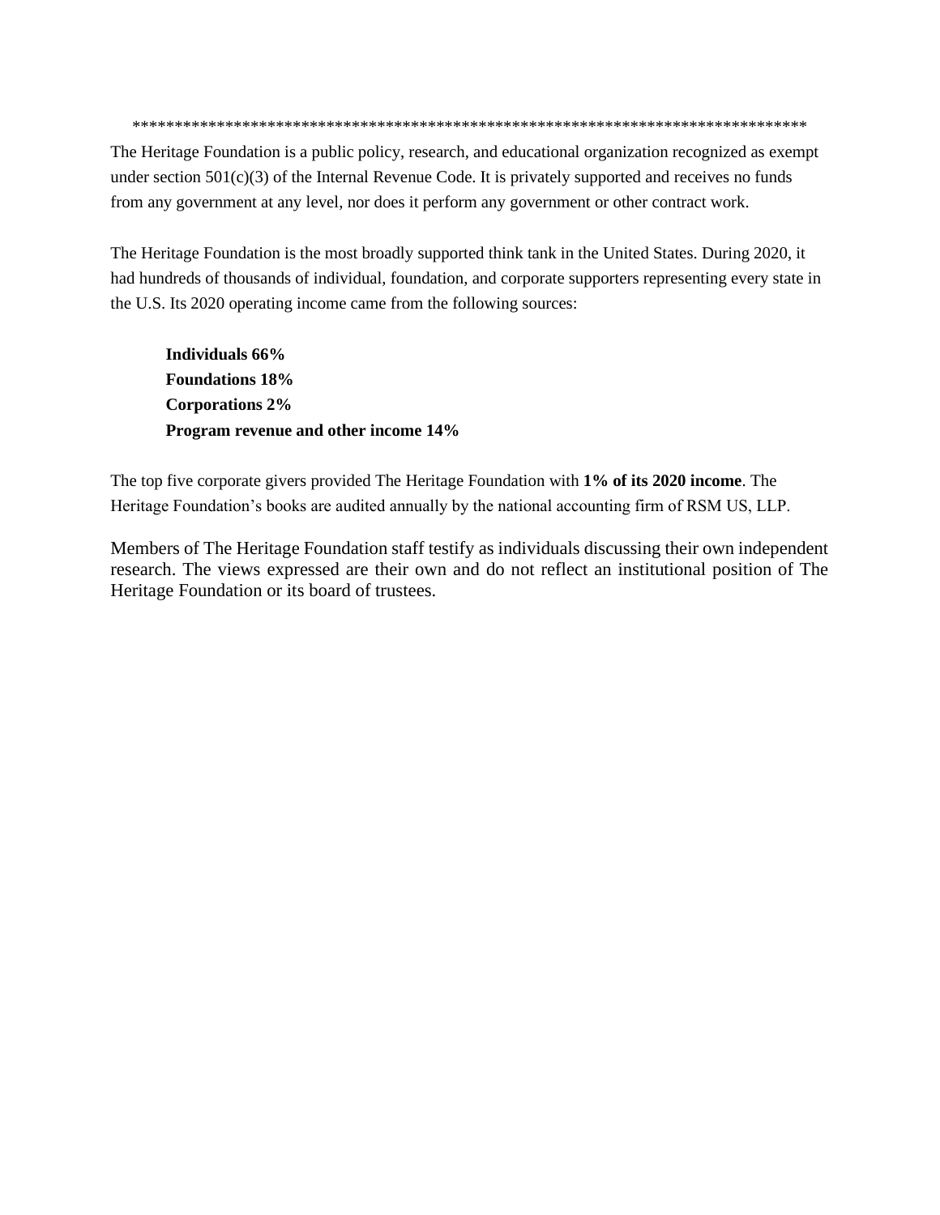\*\*\*\*\*\*\*\*\*\*\*\*\*\*\*\*\*\*\*\*\*\*\*\*\*\*\*\*\*\*\*\*\*\*\*\*\*\*\*\*\*\*\*\*\*\*\*\*\*\*\*\*\*\*\*\*\*\*\*\*\*\*\*\*\*\*\*\*\*\*\*\*\*\*\*\*\*\*\*\*\*\*

The Heritage Foundation is a public policy, research, and educational organization recognized as exempt under section 501(c)(3) of the Internal Revenue Code. It is privately supported and receives no funds from any government at any level, nor does it perform any government or other contract work.

The Heritage Foundation is the most broadly supported think tank in the United States. During 2020, it had hundreds of thousands of individual, foundation, and corporate supporters representing every state in the U.S. Its 2020 operating income came from the following sources:

**Individuals 66%**
**Foundations 18%**
**Corporations 2%**
**Program revenue and other income 14%**

The top five corporate givers provided The Heritage Foundation with **1% of its 2020 income**. The Heritage Foundation's books are audited annually by the national accounting firm of RSM US, LLP.

Members of The Heritage Foundation staff testify as individuals discussing their own independent research. The views expressed are their own and do not reflect an institutional position of The Heritage Foundation or its board of trustees.